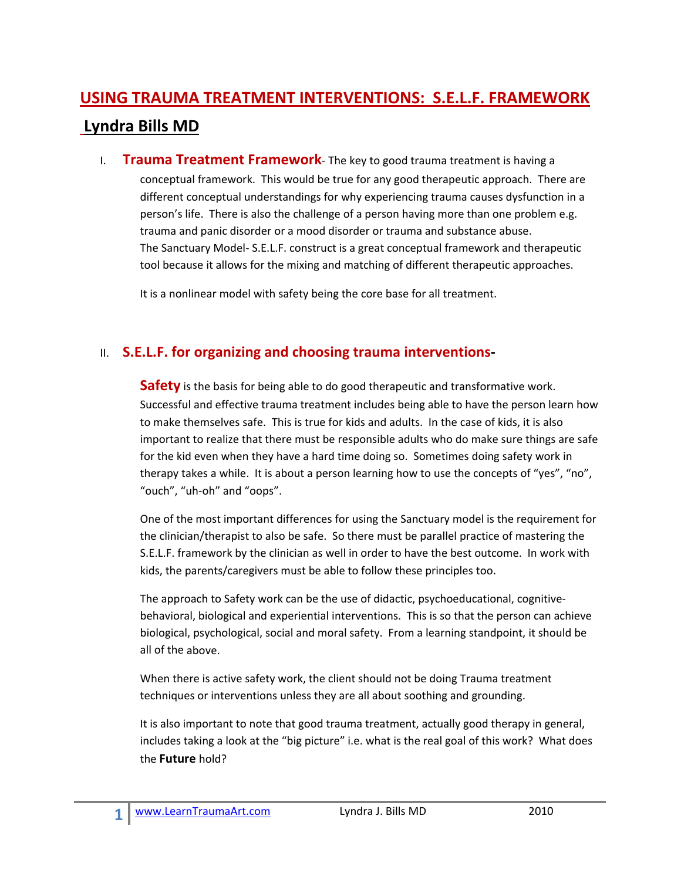# USING TRAUMA TREATMENT INTERVENTIONS: S.E.L.F. FRAMEWORK

## Lyndra Bills MD

I. **Trauma Treatment Framework**- The key to good trauma treatment is having a conceptual framework. This would be true for any good therapeutic approach. There are different conceptual understandings for why experiencing trauma causes dysfunction in a person's life. There is also the challenge of a person having more than one problem e.g. trauma and panic disorder or a mood disorder or trauma and substance abuse.
The Sanctuary Model- S.E.L.F. construct is a great conceptual framework and therapeutic tool because it allows for the mixing and matching of different therapeutic approaches.

It is a nonlinear model with safety being the core base for all treatment.

## II. S.E.L.F. for organizing and choosing trauma interventions-

**Safety** is the basis for being able to do good therapeutic and transformative work. Successful and effective trauma treatment includes being able to have the person learn how to make themselves safe. This is true for kids and adults. In the case of kids, it is also important to realize that there must be responsible adults who do make sure things are safe for the kid even when they have a hard time doing so. Sometimes doing safety work in therapy takes a while. It is about a person learning how to use the concepts of "yes", "no", "ouch", "uh-oh" and "oops".

One of the most important differences for using the Sanctuary model is the requirement for the clinician/therapist to also be safe. So there must be parallel practice of mastering the S.E.L.F. framework by the clinician as well in order to have the best outcome. In work with kids, the parents/caregivers must be able to follow these principles too.

The approach to Safety work can be the use of didactic, psychoeducational, cognitive-behavioral, biological and experiential interventions. This is so that the person can achieve biological, psychological, social and moral safety. From a learning standpoint, it should be all of the above.

When there is active safety work, the client should not be doing Trauma treatment techniques or interventions unless they are all about soothing and grounding.

It is also important to note that good trauma treatment, actually good therapy in general, includes taking a look at the "big picture" i.e. what is the real goal of this work? What does the **Future** hold?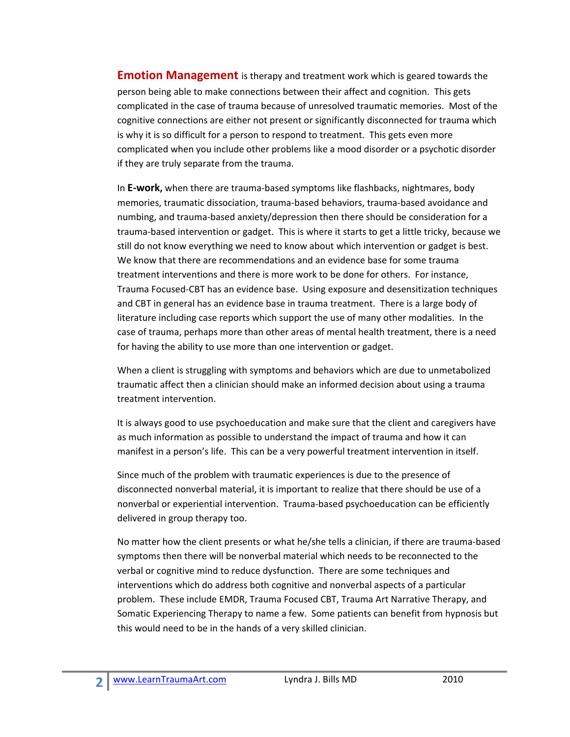**Emotion Management** is therapy and treatment work which is geared towards the person being able to make connections between their affect and cognition. This gets complicated in the case of trauma because of unresolved traumatic memories. Most of the cognitive connections are either not present or significantly disconnected for trauma which is why it is so difficult for a person to respond to treatment. This gets even more complicated when you include other problems like a mood disorder or a psychotic disorder if they are truly separate from the trauma.

In **E-work,** when there are trauma-based symptoms like flashbacks, nightmares, body memories, traumatic dissociation, trauma-based behaviors, trauma-based avoidance and numbing, and trauma-based anxiety/depression then there should be consideration for a trauma-based intervention or gadget. This is where it starts to get a little tricky, because we still do not know everything we need to know about which intervention or gadget is best. We know that there are recommendations and an evidence base for some trauma treatment interventions and there is more work to be done for others. For instance, Trauma Focused-CBT has an evidence base. Using exposure and desensitization techniques and CBT in general has an evidence base in trauma treatment. There is a large body of literature including case reports which support the use of many other modalities. In the case of trauma, perhaps more than other areas of mental health treatment, there is a need for having the ability to use more than one intervention or gadget.

When a client is struggling with symptoms and behaviors which are due to unmetabolized traumatic affect then a clinician should make an informed decision about using a trauma treatment intervention.

It is always good to use psychoeducation and make sure that the client and caregivers have as much information as possible to understand the impact of trauma and how it can manifest in a person's life. This can be a very powerful treatment intervention in itself.

Since much of the problem with traumatic experiences is due to the presence of disconnected nonverbal material, it is important to realize that there should be use of a nonverbal or experiential intervention. Trauma-based psychoeducation can be efficiently delivered in group therapy too.

No matter how the client presents or what he/she tells a clinician, if there are trauma-based symptoms then there will be nonverbal material which needs to be reconnected to the verbal or cognitive mind to reduce dysfunction. There are some techniques and interventions which do address both cognitive and nonverbal aspects of a particular problem. These include EMDR, Trauma Focused CBT, Trauma Art Narrative Therapy, and Somatic Experiencing Therapy to name a few. Some patients can benefit from hypnosis but this would need to be in the hands of a very skilled clinician.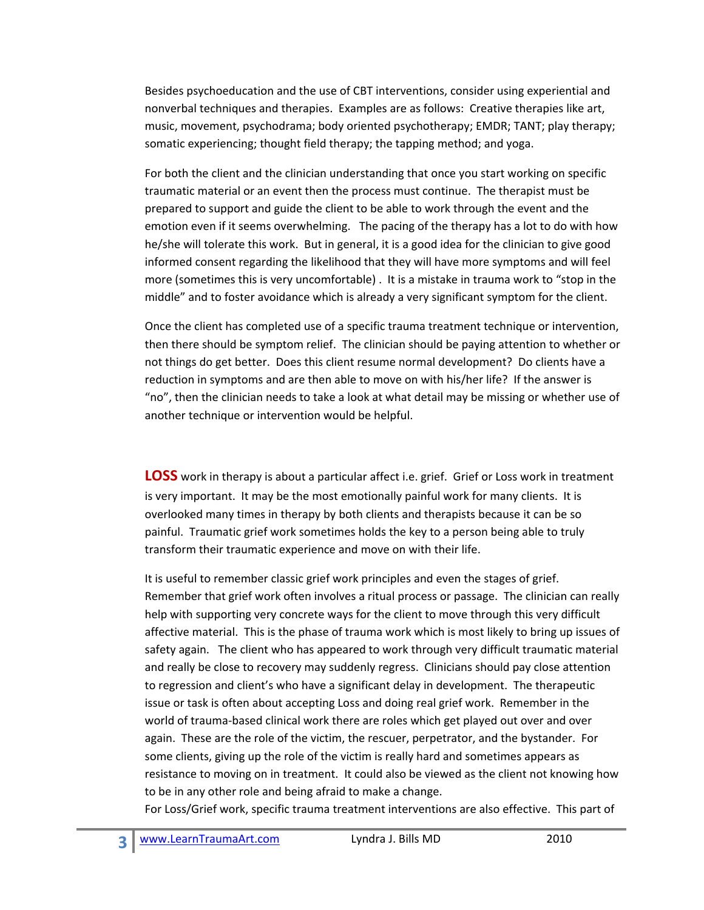Besides psychoeducation and the use of CBT interventions, consider using experiential and nonverbal techniques and therapies. Examples are as follows: Creative therapies like art, music, movement, psychodrama; body oriented psychotherapy; EMDR; TANT; play therapy; somatic experiencing; thought field therapy; the tapping method; and yoga.

For both the client and the clinician understanding that once you start working on specific traumatic material or an event then the process must continue. The therapist must be prepared to support and guide the client to be able to work through the event and the emotion even if it seems overwhelming. The pacing of the therapy has a lot to do with how he/she will tolerate this work. But in general, it is a good idea for the clinician to give good informed consent regarding the likelihood that they will have more symptoms and will feel more (sometimes this is very uncomfortable) . It is a mistake in trauma work to "stop in the middle" and to foster avoidance which is already a very significant symptom for the client.

Once the client has completed use of a specific trauma treatment technique or intervention, then there should be symptom relief. The clinician should be paying attention to whether or not things do get better. Does this client resume normal development? Do clients have a reduction in symptoms and are then able to move on with his/her life? If the answer is "no", then the clinician needs to take a look at what detail may be missing or whether use of another technique or intervention would be helpful.

**LOSS** work in therapy is about a particular affect i.e. grief. Grief or Loss work in treatment is very important. It may be the most emotionally painful work for many clients. It is overlooked many times in therapy by both clients and therapists because it can be so painful. Traumatic grief work sometimes holds the key to a person being able to truly transform their traumatic experience and move on with their life.

It is useful to remember classic grief work principles and even the stages of grief. Remember that grief work often involves a ritual process or passage. The clinician can really help with supporting very concrete ways for the client to move through this very difficult affective material. This is the phase of trauma work which is most likely to bring up issues of safety again. The client who has appeared to work through very difficult traumatic material and really be close to recovery may suddenly regress. Clinicians should pay close attention to regression and client's who have a significant delay in development. The therapeutic issue or task is often about accepting Loss and doing real grief work. Remember in the world of trauma-based clinical work there are roles which get played out over and over again. These are the role of the victim, the rescuer, perpetrator, and the bystander. For some clients, giving up the role of the victim is really hard and sometimes appears as resistance to moving on in treatment. It could also be viewed as the client not knowing how to be in any other role and being afraid to make a change.

For Loss/Grief work, specific trauma treatment interventions are also effective. This part of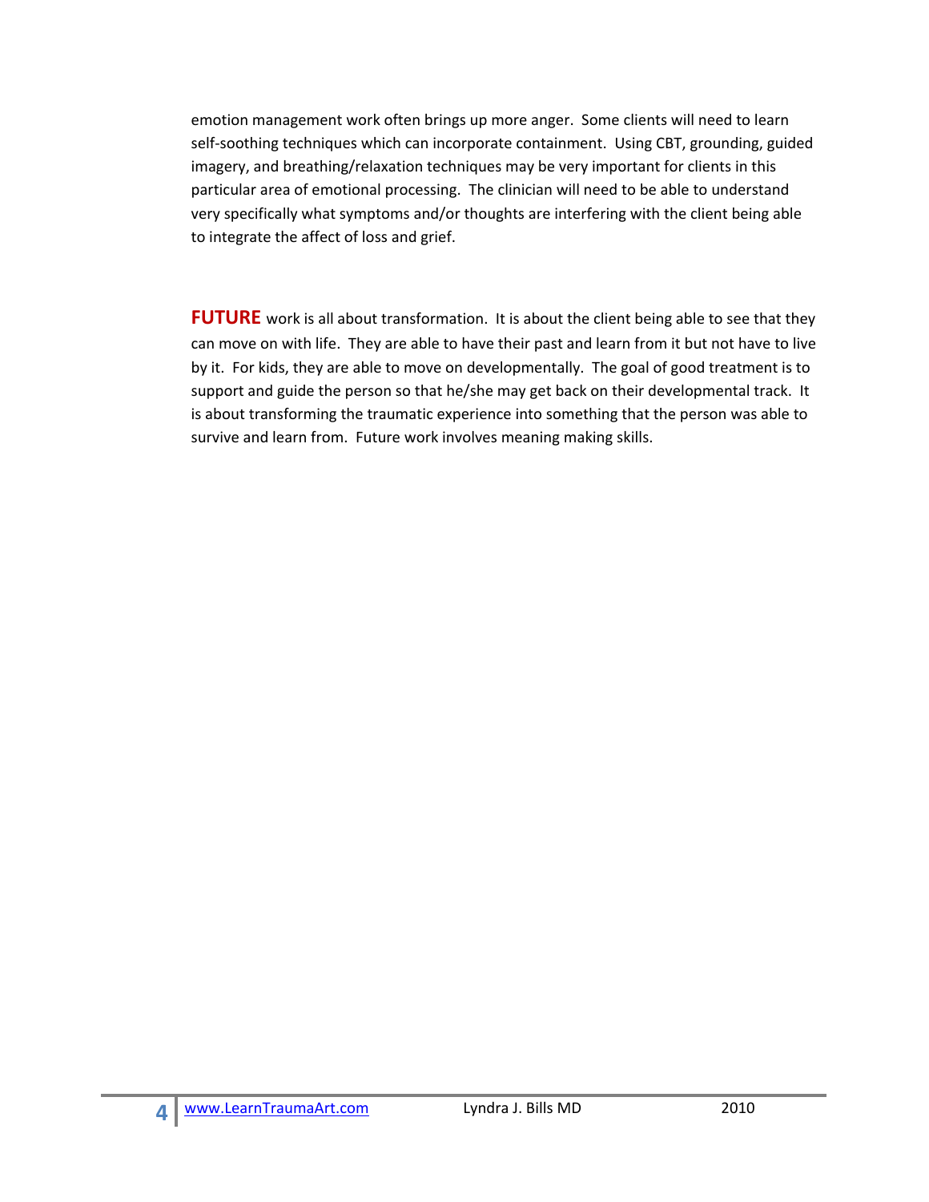emotion management work often brings up more anger. Some clients will need to learn self-soothing techniques which can incorporate containment. Using CBT, grounding, guided imagery, and breathing/relaxation techniques may be very important for clients in this particular area of emotional processing. The clinician will need to be able to understand very specifically what symptoms and/or thoughts are interfering with the client being able to integrate the affect of loss and grief.

**FUTURE** work is all about transformation. It is about the client being able to see that they can move on with life. They are able to have their past and learn from it but not have to live by it. For kids, they are able to move on developmentally. The goal of good treatment is to support and guide the person so that he/she may get back on their developmental track. It is about transforming the traumatic experience into something that the person was able to survive and learn from. Future work involves meaning making skills.